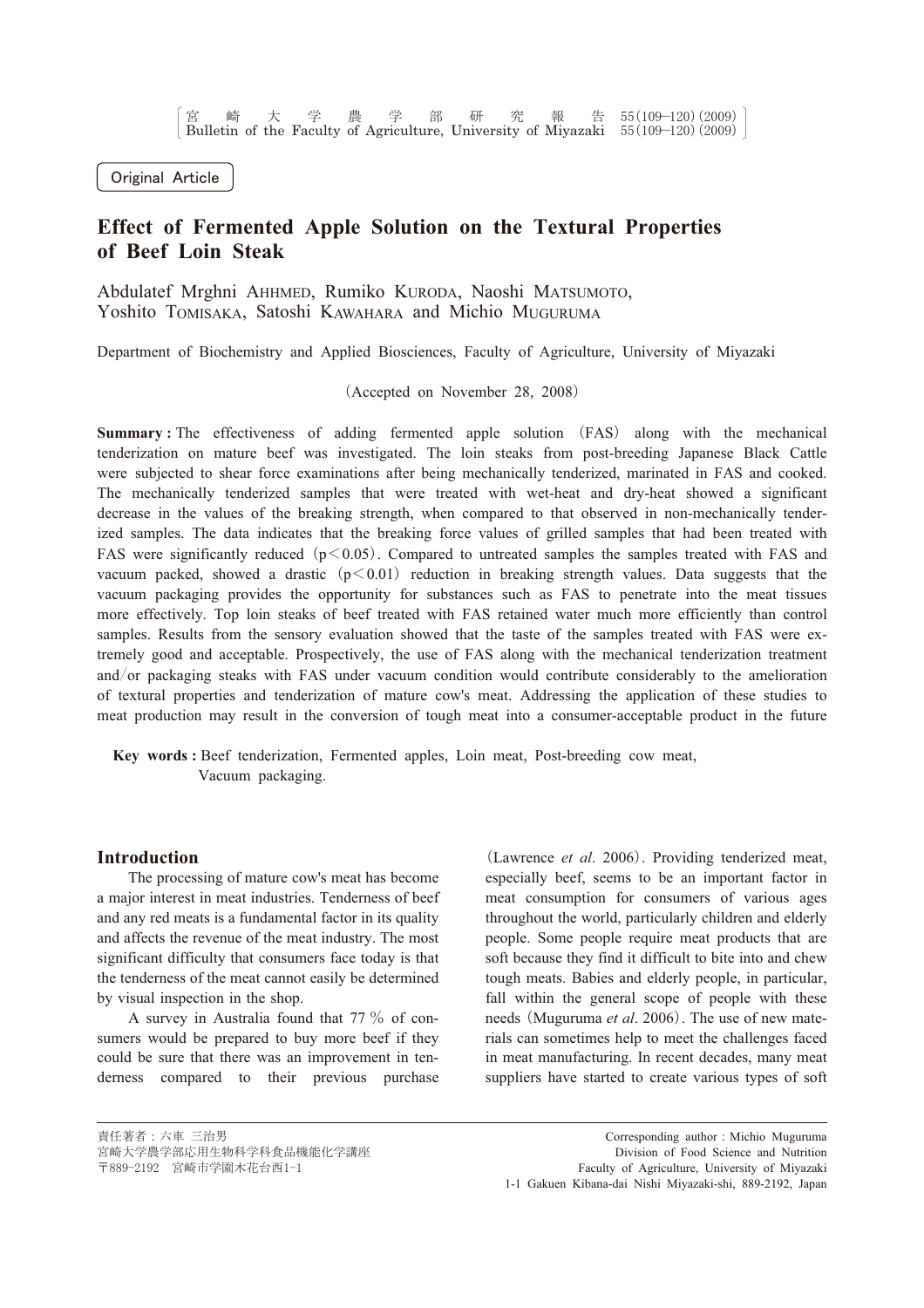Original Article

# Effect of Fermented Apple Solution on the Textural Properties of Beef Loin Steak

Abdulatef Mrghni AHHMED, Rumiko KURODA, Naoshi MATSUMOTO, Yoshito TOMISAKA, Satoshi KAWAHARA and Michio MUGURUMA

Department of Biochemistry and Applied Biosciences, Faculty of Agriculture, University of Miyazaki

(Accepted on November 28, 2008)

**Summary :** The effectiveness of adding fermented apple solution (FAS) along with the mechanical tenderization on mature beef was investigated. The loin steaks from post-breeding Japanese Black Cattle were subjected to shear force examinations after being mechanically tenderized, marinated in FAS and cooked. The mechanically tenderized samples that were treated with wet-heat and dry-heat showed a significant decrease in the values of the breaking strength, when compared to that observed in non-mechanically tenderized samples. The data indicates that the breaking force values of grilled samples that had been treated with FAS were significantly reduced ($p < 0.05$). Compared to untreated samples the samples treated with FAS and vacuum packed, showed a drastic ($p < 0.01$) reduction in breaking strength values. Data suggests that the vacuum packaging provides the opportunity for substances such as FAS to penetrate into the meat tissues more effectively. Top loin steaks of beef treated with FAS retained water much more efficiently than control samples. Results from the sensory evaluation showed that the taste of the samples treated with FAS were extremely good and acceptable. Prospectively, the use of FAS along with the mechanical tenderization treatment and/or packaging steaks with FAS under vacuum condition would contribute considerably to the amelioration of textural properties and tenderization of mature cow's meat. Addressing the application of these studies to meat production may result in the conversion of tough meat into a consumer-acceptable product in the future

**Key words :** Beef tenderization, Fermented apples, Loin meat, Post-breeding cow meat, Vacuum packaging.

## Introduction

The processing of mature cow's meat has become a major interest in meat industries. Tenderness of beef and any red meats is a fundamental factor in its quality and affects the revenue of the meat industry. The most significant difficulty that consumers face today is that the tenderness of the meat cannot easily be determined by visual inspection in the shop.

A survey in Australia found that 77 % of consumers would be prepared to buy more beef if they could be sure that there was an improvement in tenderness compared to their previous purchase (Lawrence *et al*. 2006). Providing tenderized meat, especially beef, seems to be an important factor in meat consumption for consumers of various ages throughout the world, particularly children and elderly people. Some people require meat products that are soft because they find it difficult to bite into and chew tough meats. Babies and elderly people, in particular, fall within the general scope of people with these needs (Muguruma *et al*. 2006). The use of new materials can sometimes help to meet the challenges faced in meat manufacturing. In recent decades, many meat suppliers have started to create various types of soft

責任著者：六車 三治男
宮崎大学農学部応用生物科学科食品機能化学講座
〒889-2192 宮崎市学園木花台西1-1

Corresponding author : Michio Muguruma
Division of Food Science and Nutrition
Faculty of Agriculture, University of Miyazaki
1-1 Gakuen Kibana-dai Nishi Miyazaki-shi, 889-2192, Japan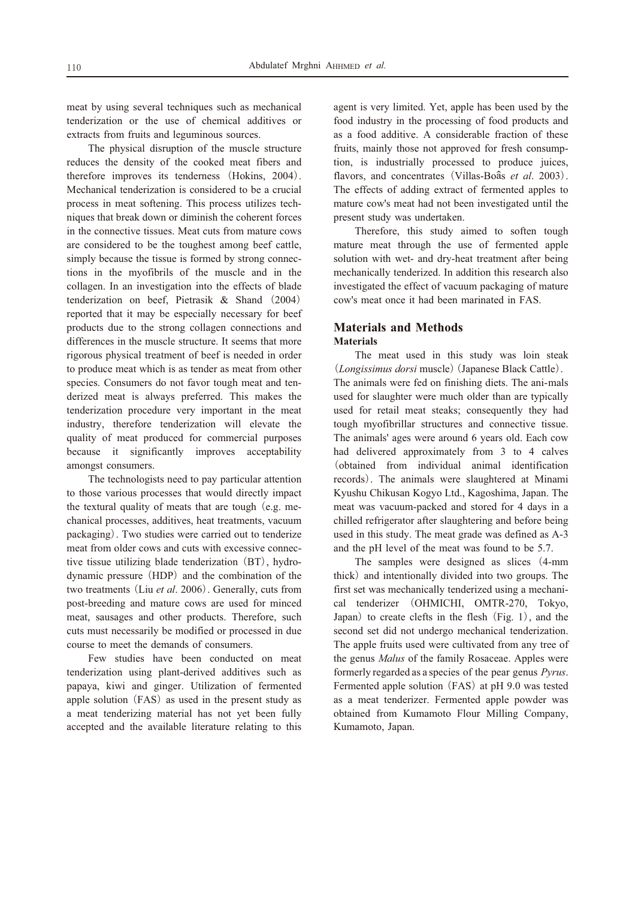meat by using several techniques such as mechanical tenderization or the use of chemical additives or extracts from fruits and leguminous sources.

The physical disruption of the muscle structure reduces the density of the cooked meat fibers and therefore improves its tenderness (Hokins, 2004). Mechanical tenderization is considered to be a crucial process in meat softening. This process utilizes techniques that break down or diminish the coherent forces in the connective tissues. Meat cuts from mature cows are considered to be the toughest among beef cattle, simply because the tissue is formed by strong connections in the myofibrils of the muscle and in the collagen. In an investigation into the effects of blade tenderization on beef, Pietrasik & Shand (2004) reported that it may be especially necessary for beef products due to the strong collagen connections and differences in the muscle structure. It seems that more rigorous physical treatment of beef is needed in order to produce meat which is as tender as meat from other species. Consumers do not favor tough meat and tenderized meat is always preferred. This makes the tenderization procedure very important in the meat industry, therefore tenderization will elevate the quality of meat produced for commercial purposes because it significantly improves acceptability amongst consumers.

The technologists need to pay particular attention to those various processes that would directly impact the textural quality of meats that are tough (e.g. mechanical processes, additives, heat treatments, vacuum packaging). Two studies were carried out to tenderize meat from older cows and cuts with excessive connective tissue utilizing blade tenderization (BT), hydrodynamic pressure (HDP) and the combination of the two treatments (Liu *et al*. 2006). Generally, cuts from post-breeding and mature cows are used for minced meat, sausages and other products. Therefore, such cuts must necessarily be modified or processed in due course to meet the demands of consumers.

Few studies have been conducted on meat tenderization using plant-derived additives such as papaya, kiwi and ginger. Utilization of fermented apple solution (FAS) as used in the present study as a meat tenderizing material has not yet been fully accepted and the available literature relating to this agent is very limited. Yet, apple has been used by the food industry in the processing of food products and as a food additive. A considerable fraction of these fruits, mainly those not approved for fresh consumption, is industrially processed to produce juices, flavors, and concentrates (Villas-Boâs *et al*. 2003). The effects of adding extract of fermented apples to mature cow's meat had not been investigated until the present study was undertaken.

Therefore, this study aimed to soften tough mature meat through the use of fermented apple solution with wet- and dry-heat treatment after being mechanically tenderized. In addition this research also investigated the effect of vacuum packaging of mature cow's meat once it had been marinated in FAS.

## Materials and Methods

### Materials

The meat used in this study was loin steak (*Longissimus dorsi* muscle) (Japanese Black Cattle). The animals were fed on finishing diets. The ani-mals used for slaughter were much older than are typically used for retail meat steaks; consequently they had tough myofibrillar structures and connective tissue. The animals' ages were around 6 years old. Each cow had delivered approximately from 3 to 4 calves (obtained from individual animal identification records). The animals were slaughtered at Minami Kyushu Chikusan Kogyo Ltd., Kagoshima, Japan. The meat was vacuum-packed and stored for 4 days in a chilled refrigerator after slaughtering and before being used in this study. The meat grade was defined as A-3 and the pH level of the meat was found to be 5.7.

The samples were designed as slices (4-mm thick) and intentionally divided into two groups. The first set was mechanically tenderized using a mechanical tenderizer (OHMICHI, OMTR-270, Tokyo, Japan) to create clefts in the flesh (Fig. 1), and the second set did not undergo mechanical tenderization. The apple fruits used were cultivated from any tree of the genus *Malus* of the family Rosaceae. Apples were formerly regarded as a species of the pear genus *Pyrus*. Fermented apple solution (FAS) at pH 9.0 was tested as a meat tenderizer. Fermented apple powder was obtained from Kumamoto Flour Milling Company, Kumamoto, Japan.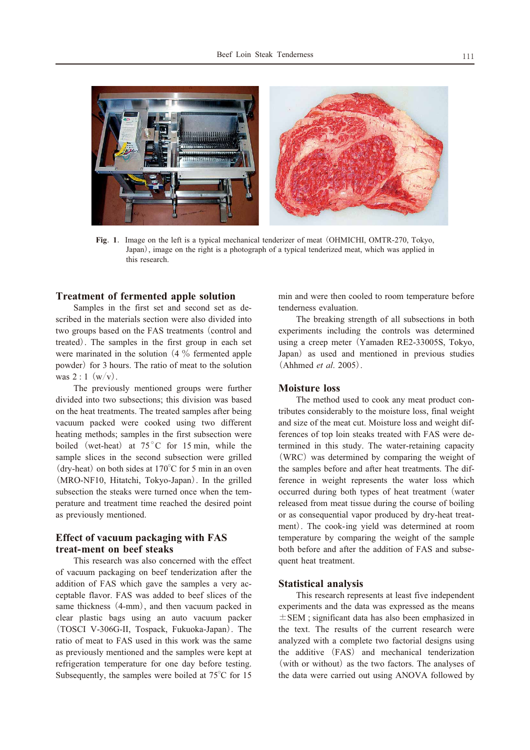**Fig. 1**. Image on the left is a typical mechanical tenderizer of meat (OHMICHI, OMTR-270, Tokyo, Japan), image on the right is a photograph of a typical tenderized meat, which was applied in this research.

### Treatment of fermented apple solution

Samples in the first set and second set as described in the materials section were also divided into two groups based on the FAS treatments (control and treated). The samples in the first group in each set were marinated in the solution (4 % fermented apple powder) for 3 hours. The ratio of meat to the solution was 2 : 1 (w/v).

The previously mentioned groups were further divided into two subsections; this division was based on the heat treatments. The treated samples after being vacuum packed were cooked using two different heating methods; samples in the first subsection were boiled (wet-heat) at 75°C for 15 min, while the sample slices in the second subsection were grilled (dry-heat) on both sides at 170°C for 5 min in an oven (MRO-NF10, Hitatchi, Tokyo-Japan). In the grilled subsection the steaks were turned once when the temperature and treatment time reached the desired point as previously mentioned.

### Effect of vacuum packaging with FAS treat-ment on beef steaks

This research was also concerned with the effect of vacuum packaging on beef tenderization after the addition of FAS which gave the samples a very acceptable flavor. FAS was added to beef slices of the same thickness (4-mm), and then vacuum packed in clear plastic bags using an auto vacuum packer (TOSCI V-306G-II, Tospack, Fukuoka-Japan). The ratio of meat to FAS used in this work was the same as previously mentioned and the samples were kept at refrigeration temperature for one day before testing. Subsequently, the samples were boiled at 75°C for 15 min and were then cooled to room temperature before tenderness evaluation.

The breaking strength of all subsections in both experiments including the controls was determined using a creep meter (Yamaden RE2-33005S, Tokyo, Japan) as used and mentioned in previous studies (Ahhmed *et al*. 2005).

### Moisture loss

The method used to cook any meat product contributes considerably to the moisture loss, final weight and size of the meat cut. Moisture loss and weight differences of top loin steaks treated with FAS were determined in this study. The water-retaining capacity (WRC) was determined by comparing the weight of the samples before and after heat treatments. The difference in weight represents the water loss which occurred during both types of heat treatment (water released from meat tissue during the course of boiling or as consequential vapor produced by dry-heat treatment). The cook-ing yield was determined at room temperature by comparing the weight of the sample both before and after the addition of FAS and subsequent heat treatment.

### Statistical analysis

This research represents at least five independent experiments and the data was expressed as the means ±SEM ; significant data has also been emphasized in the text. The results of the current research were analyzed with a complete two factorial designs using the additive (FAS) and mechanical tenderization (with or without) as the two factors. The analyses of the data were carried out using ANOVA followed by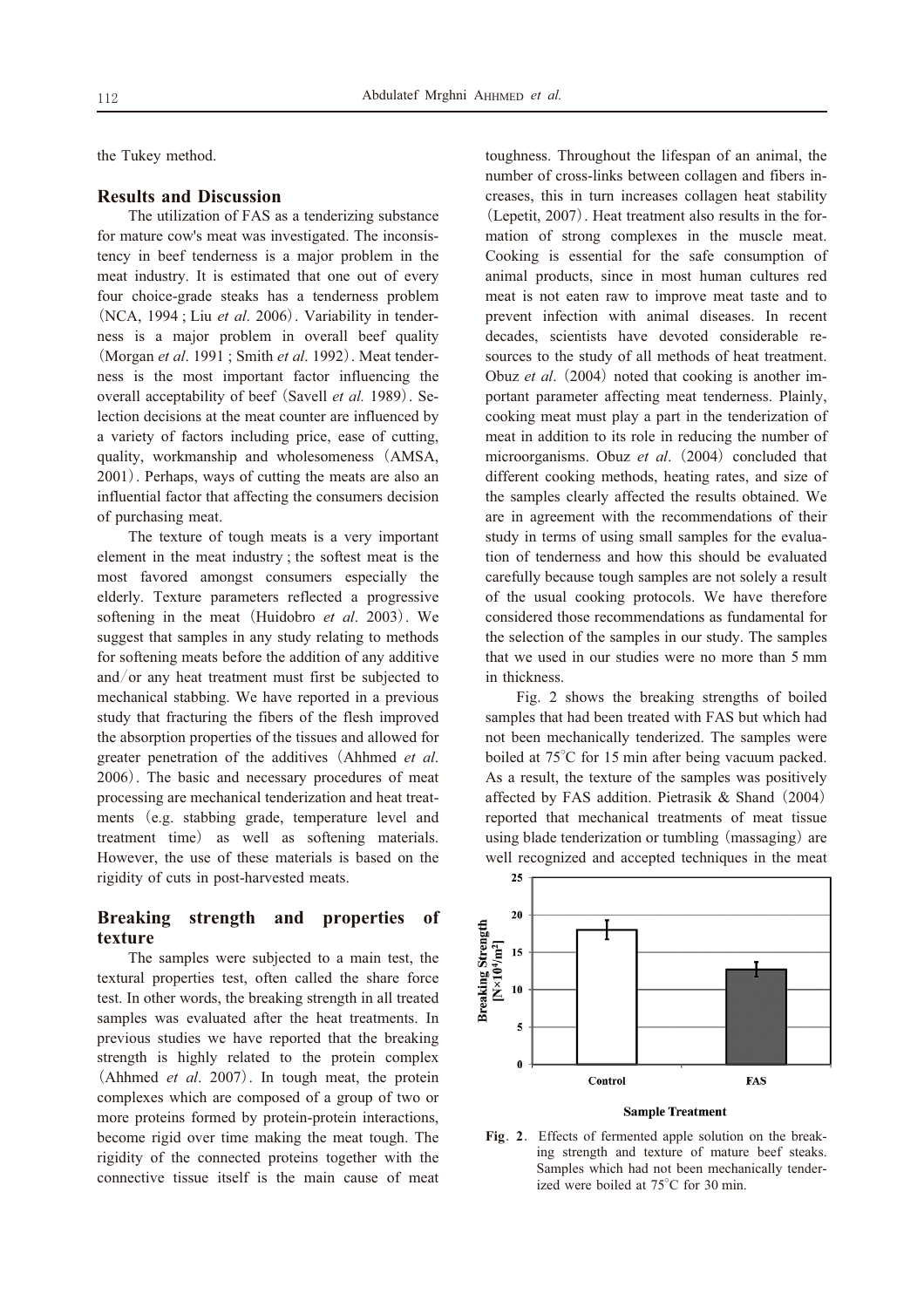the Tukey method.

## Results and Discussion

The utilization of FAS as a tenderizing substance for mature cow's meat was investigated. The inconsistency in beef tenderness is a major problem in the meat industry. It is estimated that one out of every four choice-grade steaks has a tenderness problem (NCA, 1994 ; Liu *et al*. 2006). Variability in tenderness is a major problem in overall beef quality (Morgan *et al*. 1991 ; Smith *et al*. 1992). Meat tenderness is the most important factor influencing the overall acceptability of beef (Savell *et al.* 1989). Selection decisions at the meat counter are influenced by a variety of factors including price, ease of cutting, quality, workmanship and wholesomeness (AMSA, 2001). Perhaps, ways of cutting the meats are also an influential factor that affecting the consumers decision of purchasing meat.

The texture of tough meats is a very important element in the meat industry ; the softest meat is the most favored amongst consumers especially the elderly. Texture parameters reflected a progressive softening in the meat (Huidobro *et al*. 2003). We suggest that samples in any study relating to methods for softening meats before the addition of any additive and/or any heat treatment must first be subjected to mechanical stabbing. We have reported in a previous study that fracturing the fibers of the flesh improved the absorption properties of the tissues and allowed for greater penetration of the additives (Ahhmed *et al*. 2006). The basic and necessary procedures of meat processing are mechanical tenderization and heat treatments (e.g. stabbing grade, temperature level and treatment time) as well as softening materials. However, the use of these materials is based on the rigidity of cuts in post-harvested meats.

## Breaking strength and properties of texture

The samples were subjected to a main test, the textural properties test, often called the share force test. In other words, the breaking strength in all treated samples was evaluated after the heat treatments. In previous studies we have reported that the breaking strength is highly related to the protein complex (Ahhmed *et al*. 2007). In tough meat, the protein complexes which are composed of a group of two or more proteins formed by protein-protein interactions, become rigid over time making the meat tough. The rigidity of the connected proteins together with the connective tissue itself is the main cause of meat toughness. Throughout the lifespan of an animal, the number of cross-links between collagen and fibers increases, this in turn increases collagen heat stability (Lepetit, 2007). Heat treatment also results in the formation of strong complexes in the muscle meat. Cooking is essential for the safe consumption of animal products, since in most human cultures red meat is not eaten raw to improve meat taste and to prevent infection with animal diseases. In recent decades, scientists have devoted considerable resources to the study of all methods of heat treatment. Obuz *et al*. (2004) noted that cooking is another important parameter affecting meat tenderness. Plainly, cooking meat must play a part in the tenderization of meat in addition to its role in reducing the number of microorganisms. Obuz *et al*. (2004) concluded that different cooking methods, heating rates, and size of the samples clearly affected the results obtained. We are in agreement with the recommendations of their study in terms of using small samples for the evaluation of tenderness and how this should be evaluated carefully because tough samples are not solely a result of the usual cooking protocols. We have therefore considered those recommendations as fundamental for the selection of the samples in our study. The samples that we used in our studies were no more than 5 mm in thickness.

Fig. 2 shows the breaking strengths of boiled samples that had been treated with FAS but which had not been mechanically tenderized. The samples were boiled at 75°C for 15 min after being vacuum packed. As a result, the texture of the samples was positively affected by FAS addition. Pietrasik & Shand (2004) reported that mechanical treatments of meat tissue using blade tenderization or tumbling (massaging) are well recognized and accepted techniques in the meat

**Fig. 2**. Effects of fermented apple solution on the breaking strength and texture of mature beef steaks. Samples which had not been mechanically tenderized were boiled at 75°C for 30 min.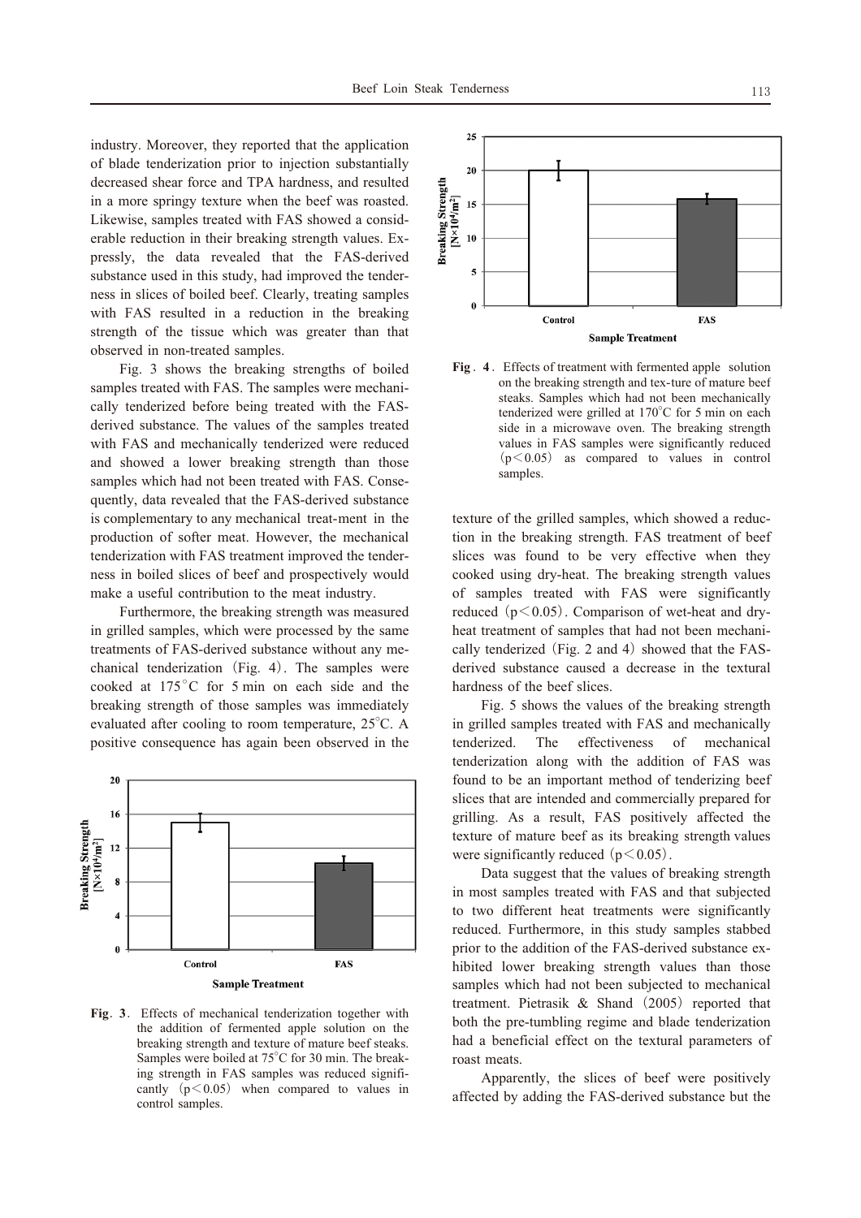industry. Moreover, they reported that the application of blade tenderization prior to injection substantially decreased shear force and TPA hardness, and resulted in a more springy texture when the beef was roasted. Likewise, samples treated with FAS showed a considerable reduction in their breaking strength values. Expressly, the data revealed that the FAS-derived substance used in this study, had improved the tenderness in slices of boiled beef. Clearly, treating samples with FAS resulted in a reduction in the breaking strength of the tissue which was greater than that observed in non-treated samples.

Fig. 3 shows the breaking strengths of boiled samples treated with FAS. The samples were mechanically tenderized before being treated with the FAS-derived substance. The values of the samples treated with FAS and mechanically tenderized were reduced and showed a lower breaking strength than those samples which had not been treated with FAS. Consequently, data revealed that the FAS-derived substance is complementary to any mechanical treat-ment in the production of softer meat. However, the mechanical tenderization with FAS treatment improved the tenderness in boiled slices of beef and prospectively would make a useful contribution to the meat industry.

Furthermore, the breaking strength was measured in grilled samples, which were processed by the same treatments of FAS-derived substance without any mechanical tenderization (Fig. 4). The samples were cooked at 175°C for 5 min on each side and the breaking strength of those samples was immediately evaluated after cooling to room temperature, 25°C. A positive consequence has again been observed in the texture of the grilled samples, which showed a reduction in the breaking strength. FAS treatment of beef slices was found to be very effective when they cooked using dry-heat. The breaking strength values of samples treated with FAS were significantly reduced ($p < 0.05$). Comparison of wet-heat and dry-heat treatment of samples that had not been mechanically tenderized (Fig. 2 and 4) showed that the FAS-derived substance caused a decrease in the textural hardness of the beef slices.

**Fig. 3**. Effects of mechanical tenderization together with the addition of fermented apple solution on the breaking strength and texture of mature beef steaks. Samples were boiled at 75°C for 30 min. The breaking strength in FAS samples was reduced significantly ($p < 0.05$) when compared to values in control samples.

**Fig. 4**. Effects of treatment with fermented apple solution on the breaking strength and tex-ture of mature beef steaks. Samples which had not been mechanically tenderized were grilled at 170°C for 5 min on each side in a microwave oven. The breaking strength values in FAS samples were significantly reduced ($p < 0.05$) as compared to values in control samples.

Fig. 5 shows the values of the breaking strength in grilled samples treated with FAS and mechanically tenderized. The effectiveness of mechanical tenderization along with the addition of FAS was found to be an important method of tenderizing beef slices that are intended and commercially prepared for grilling. As a result, FAS positively affected the texture of mature beef as its breaking strength values were significantly reduced ($p < 0.05$).

Data suggest that the values of breaking strength in most samples treated with FAS and that subjected to two different heat treatments were significantly reduced. Furthermore, in this study samples stabbed prior to the addition of the FAS-derived substance exhibited lower breaking strength values than those samples which had not been subjected to mechanical treatment. Pietrasik & Shand (2005) reported that both the pre-tumbling regime and blade tenderization had a beneficial effect on the textural parameters of roast meats.

Apparently, the slices of beef were positively affected by adding the FAS-derived substance but the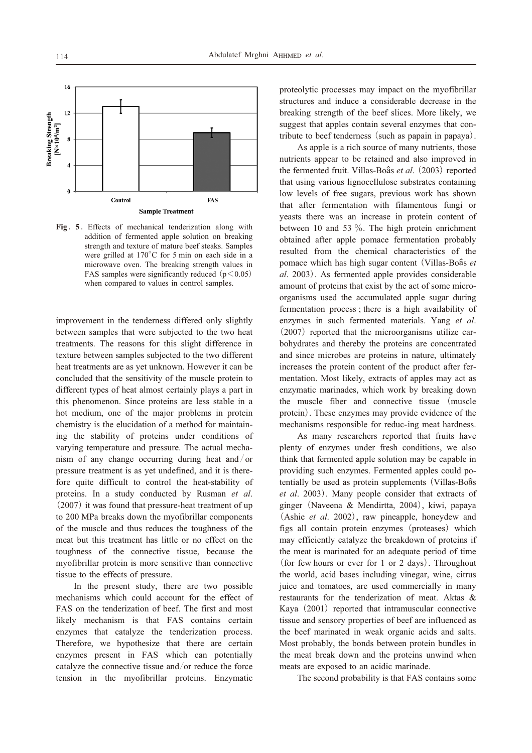**Fig. 5.** Effects of mechanical tenderization along with addition of fermented apple solution on breaking strength and texture of mature beef steaks. Samples were grilled at 170°C for 5 min on each side in a microwave oven. The breaking strength values in FAS samples were significantly reduced ($p < 0.05$) when compared to values in control samples.

improvement in the tenderness differed only slightly between samples that were subjected to the two heat treatments. The reasons for this slight difference in texture between samples subjected to the two different heat treatments are as yet unknown. However it can be concluded that the sensitivity of the muscle protein to different types of heat almost certainly plays a part in this phenomenon. Since proteins are less stable in a hot medium, one of the major problems in protein chemistry is the elucidation of a method for maintaining the stability of proteins under conditions of varying temperature and pressure. The actual mechanism of any change occurring during heat and/or pressure treatment is as yet undefined, and it is therefore quite difficult to control the heat-stability of proteins. In a study conducted by Rusman *et al.* (2007) it was found that pressure-heat treatment of up to 200 MPa breaks down the myofibrillar components of the muscle and thus reduces the toughness of the meat but this treatment has little or no effect on the toughness of the connective tissue, because the myofibrillar protein is more sensitive than connective tissue to the effects of pressure.

In the present study, there are two possible mechanisms which could account for the effect of FAS on the tenderization of beef. The first and most likely mechanism is that FAS contains certain enzymes that catalyze the tenderization process. Therefore, we hypothesize that there are certain enzymes present in FAS which can potentially catalyze the connective tissue and/or reduce the force tension in the myofibrillar proteins. Enzymatic proteolytic processes may impact on the myofibrillar structures and induce a considerable decrease in the breaking strength of the beef slices. More likely, we suggest that apples contain several enzymes that contribute to beef tenderness (such as papain in papaya).

As apple is a rich source of many nutrients, those nutrients appear to be retained and also improved in the fermented fruit. Villas-Boâs *et al.* (2003) reported that using various lignocellulose substrates containing low levels of free sugars, previous work has shown that after fermentation with filamentous fungi or yeasts there was an increase in protein content of between 10 and 53 %. The high protein enrichment obtained after apple pomace fermentation probably resulted from the chemical characteristics of the pomace which has high sugar content (Villas-Boâs *et al.* 2003). As fermented apple provides considerable amount of proteins that exist by the act of some microorganisms used the accumulated apple sugar during fermentation process; there is a high availability of enzymes in such fermented materials. Yang *et al.* (2007) reported that the microorganisms utilize carbohydrates and thereby the proteins are concentrated and since microbes are proteins in nature, ultimately increases the protein content of the product after fermentation. Most likely, extracts of apples may act as enzymatic marinades, which work by breaking down the muscle fiber and connective tissue (muscle protein). These enzymes may provide evidence of the mechanisms responsible for reduc-ing meat hardness.

As many researchers reported that fruits have plenty of enzymes under fresh conditions, we also think that fermented apple solution may be capable in providing such enzymes. Fermented apples could potentially be used as protein supplements (Villas-Boâs *et al.* 2003). Many people consider that extracts of ginger (Naveena & Mendirtta, 2004), kiwi, papaya (Ashie *et al.* 2002), raw pineapple, honeydew and figs all contain protein enzymes (proteases) which may efficiently catalyze the breakdown of proteins if the meat is marinated for an adequate period of time (for few hours or ever for 1 or 2 days). Throughout the world, acid bases including vinegar, wine, citrus juice and tomatoes, are used commercially in many restaurants for the tenderization of meat. Aktas & Kaya (2001) reported that intramuscular connective tissue and sensory properties of beef are influenced as the beef marinated in weak organic acids and salts. Most probably, the bonds between protein bundles in the meat break down and the proteins unwind when meats are exposed to an acidic marinade.

The second probability is that FAS contains some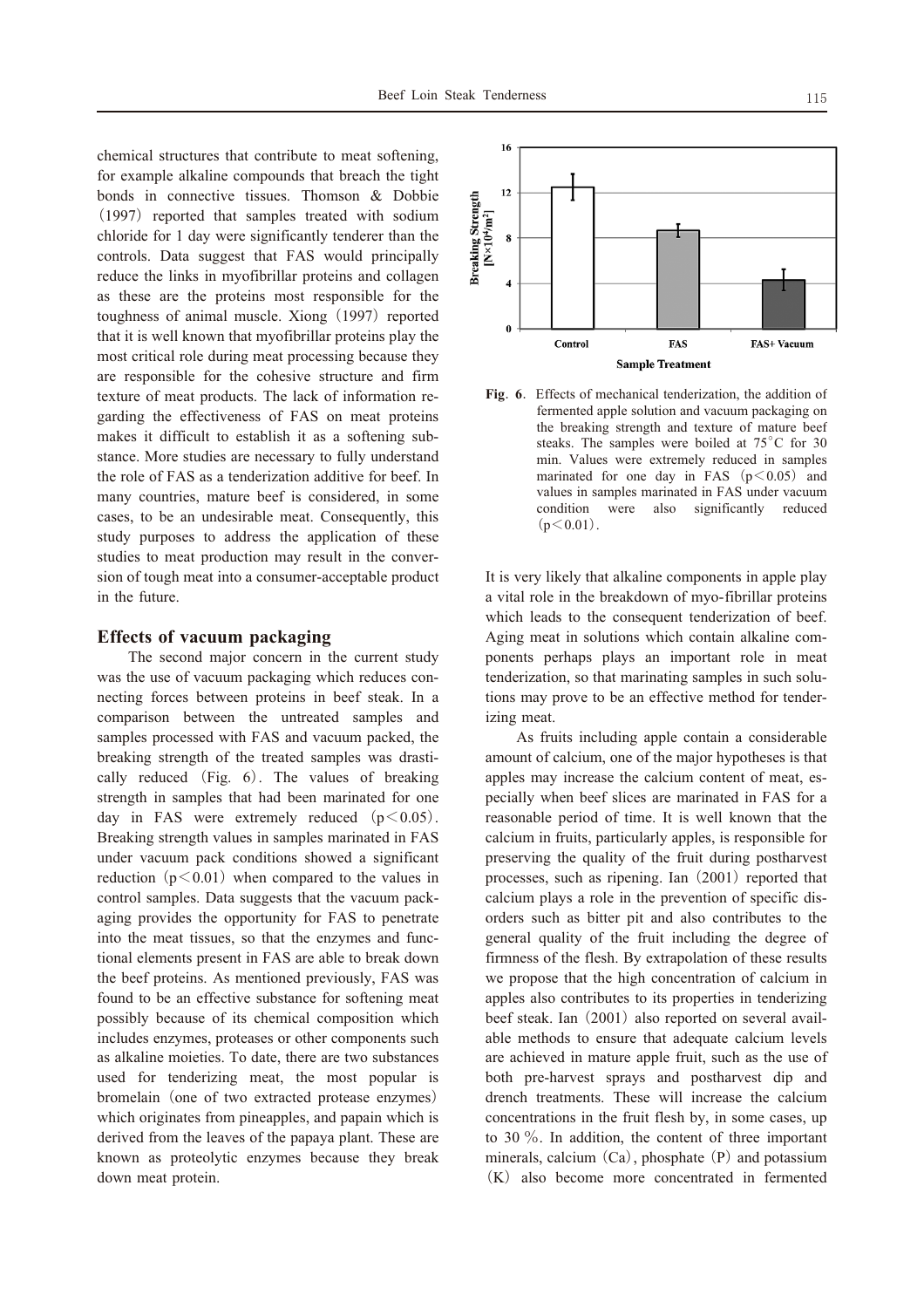chemical structures that contribute to meat softening, for example alkaline compounds that breach the tight bonds in connective tissues. Thomson & Dobbie (1997) reported that samples treated with sodium chloride for 1 day were significantly tenderer than the controls. Data suggest that FAS would principally reduce the links in myofibrillar proteins and collagen as these are the proteins most responsible for the toughness of animal muscle. Xiong (1997) reported that it is well known that myofibrillar proteins play the most critical role during meat processing because they are responsible for the cohesive structure and firm texture of meat products. The lack of information regarding the effectiveness of FAS on meat proteins makes it difficult to establish it as a softening substance. More studies are necessary to fully understand the role of FAS as a tenderization additive for beef. In many countries, mature beef is considered, in some cases, to be an undesirable meat. Consequently, this study purposes to address the application of these studies to meat production may result in the conversion of tough meat into a consumer-acceptable product in the future.

## Effects of vacuum packaging

The second major concern in the current study was the use of vacuum packaging which reduces connecting forces between proteins in beef steak. In a comparison between the untreated samples and samples processed with FAS and vacuum packed, the breaking strength of the treated samples was drastically reduced (Fig. 6). The values of breaking strength in samples that had been marinated for one day in FAS were extremely reduced ($p < 0.05$). Breaking strength values in samples marinated in FAS under vacuum pack conditions showed a significant reduction ($p < 0.01$) when compared to the values in control samples. Data suggests that the vacuum packaging provides the opportunity for FAS to penetrate into the meat tissues, so that the enzymes and functional elements present in FAS are able to break down the beef proteins. As mentioned previously, FAS was found to be an effective substance for softening meat possibly because of its chemical composition which includes enzymes, proteases or other components such as alkaline moieties. To date, there are two substances used for tenderizing meat, the most popular is bromelain (one of two extracted protease enzymes) which originates from pineapples, and papain which is derived from the leaves of the papaya plant. These are known as proteolytic enzymes because they break down meat protein.

**Fig. 6**. Effects of mechanical tenderization, the addition of fermented apple solution and vacuum packaging on the breaking strength and texture of mature beef steaks. The samples were boiled at 75°C for 30 min. Values were extremely reduced in samples marinated for one day in FAS ($p < 0.05$) and values in samples marinated in FAS under vacuum condition were also significantly reduced ($p < 0.01$).

It is very likely that alkaline components in apple play a vital role in the breakdown of myo-fibrillar proteins which leads to the consequent tenderization of beef. Aging meat in solutions which contain alkaline components perhaps plays an important role in meat tenderization, so that marinating samples in such solutions may prove to be an effective method for tenderizing meat.

As fruits including apple contain a considerable amount of calcium, one of the major hypotheses is that apples may increase the calcium content of meat, especially when beef slices are marinated in FAS for a reasonable period of time. It is well known that the calcium in fruits, particularly apples, is responsible for preserving the quality of the fruit during postharvest processes, such as ripening. Ian (2001) reported that calcium plays a role in the prevention of specific disorders such as bitter pit and also contributes to the general quality of the flesh including the degree of firmness of the flesh. By extrapolation of these results we propose that the high concentration of calcium in apples also contributes to its properties in tenderizing beef steak. Ian (2001) also reported on several available methods to ensure that adequate calcium levels are achieved in mature apple fruit, such as the use of both pre-harvest sprays and postharvest dip and drench treatments. These will increase the calcium concentrations in the fruit flesh by, in some cases, up to 30 %. In addition, the content of three important minerals, calcium (Ca), phosphate (P) and potassium (K) also become more concentrated in fermented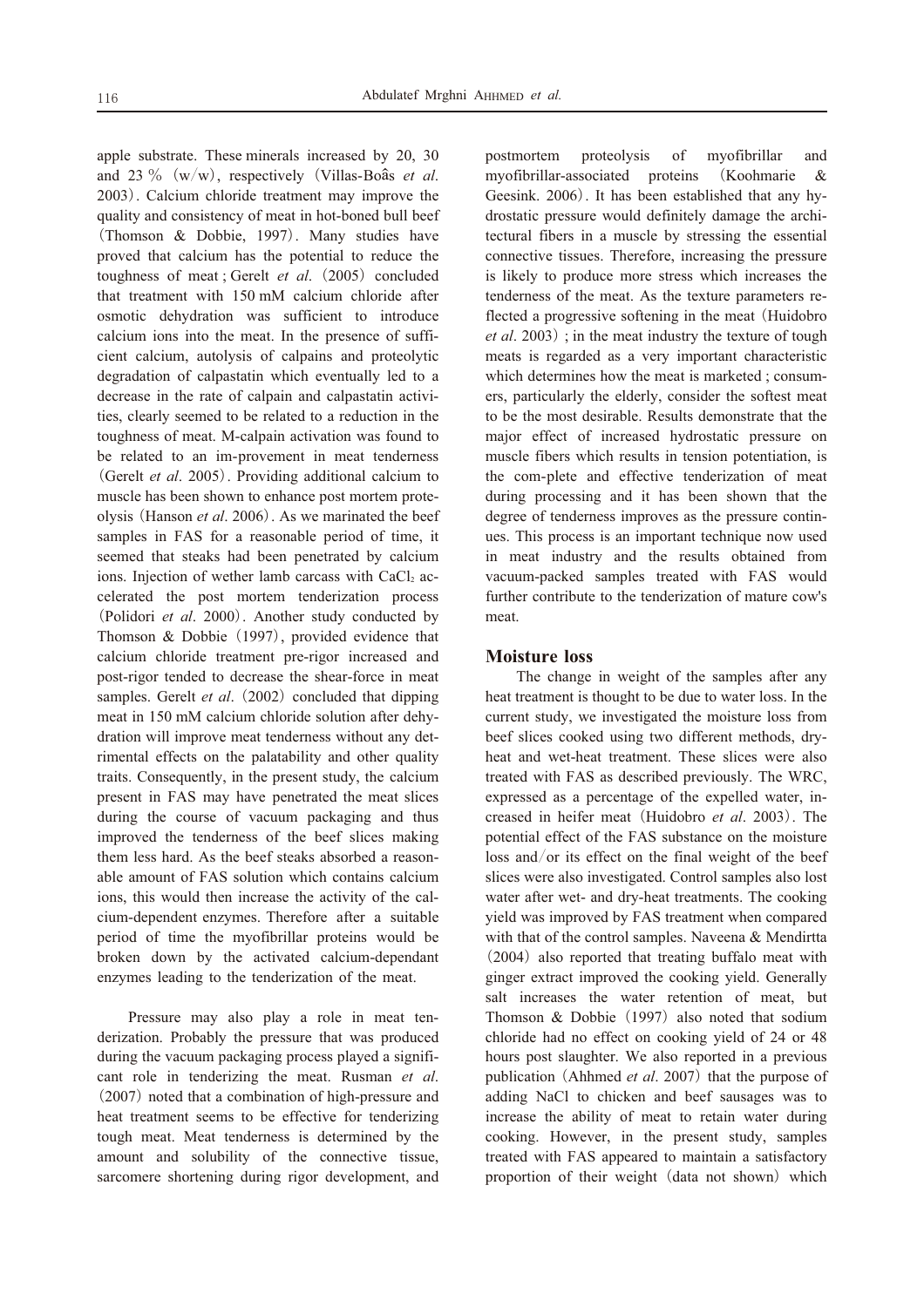apple substrate. These minerals increased by 20, 30 and 23 % (w/w), respectively (Villas-Boâs *et al*. 2003). Calcium chloride treatment may improve the quality and consistency of meat in hot-boned bull beef (Thomson & Dobbie, 1997). Many studies have proved that calcium has the potential to reduce the toughness of meat ; Gerelt *et al*. (2005) concluded that treatment with 150 mM calcium chloride after osmotic dehydration was sufficient to introduce calcium ions into the meat. In the presence of sufficient calcium, autolysis of calpains and proteolytic degradation of calpastatin which eventually led to a decrease in the rate of calpain and calpastatin activities, clearly seemed to be related to a reduction in the toughness of meat. M-calpain activation was found to be related to an im-provement in meat tenderness (Gerelt *et al*. 2005). Providing additional calcium to muscle has been shown to enhance post mortem proteolysis (Hanson *et al*. 2006). As we marinated the beef samples in FAS for a reasonable period of time, it seemed that steaks had been penetrated by calcium ions. Injection of wether lamb carcass with $CaCl_2$ accelerated the post mortem tenderization process (Polidori *et al*. 2000). Another study conducted by Thomson & Dobbie (1997), provided evidence that calcium chloride treatment pre-rigor increased and post-rigor tended to decrease the shear-force in meat samples. Gerelt *et al*. (2002) concluded that dipping meat in 150 mM calcium chloride solution after dehydration will improve meat tenderness without any detrimental effects on the palatability and other quality traits. Consequently, in the present study, the calcium present in FAS may have penetrated the meat slices during the course of vacuum packaging and thus improved the tenderness of the beef slices making them less hard. As the beef steaks absorbed a reasonable amount of FAS solution which contains calcium ions, this would then increase the activity of the calcium-dependent enzymes. Therefore after a suitable period of time the myofibrillar proteins would be broken down by the activated calcium-dependant enzymes leading to the tenderization of the meat.

Pressure may also play a role in meat tenderization. Probably the pressure that was produced during the vacuum packaging process played a significant role in tenderizing the meat. Rusman *et al*. (2007) noted that a combination of high-pressure and heat treatment seems to be effective for tenderizing tough meat. Meat tenderness is determined by the amount and solubility of the connective tissue, sarcomere shortening during rigor development, and postmortem proteolysis of myofibrillar and myofibrillar-associated proteins (Koohmarie & Geesink. 2006). It has been established that any hydrostatic pressure would definitely damage the architectural fibers in a muscle by stressing the essential connective tissues. Therefore, increasing the pressure is likely to produce more stress which increases the tenderness of the meat. As the texture parameters reflected a progressive softening in the meat (Huidobro *et al*. 2003) ; in the meat industry the texture of tough meats is regarded as a very important characteristic which determines how the meat is marketed ; consumers, particularly the elderly, consider the softest meat to be the most desirable. Results demonstrate that the major effect of increased hydrostatic pressure on muscle fibers which results in tension potentiation, is the com-plete and effective tenderization of meat during processing and it has been shown that the degree of tenderness improves as the pressure continues. This process is an important technique now used in meat industry and the results obtained from vacuum-packed samples treated with FAS would further contribute to the tenderization of mature cow's meat.

## Moisture loss

The change in weight of the samples after any heat treatment is thought to be due to water loss. In the current study, we investigated the moisture loss from beef slices cooked using two different methods, dry-heat and wet-heat treatment. These slices were also treated with FAS as described previously. The WRC, expressed as a percentage of the expelled water, increased in heifer meat (Huidobro *et al*. 2003). The potential effect of the FAS substance on the moisture loss and/or its effect on the final weight of the beef slices were also investigated. Control samples also lost water after wet- and dry-heat treatments. The cooking yield was improved by FAS treatment when compared with that of the control samples. Naveena & Mendirtta (2004) also reported that treating buffalo meat with ginger extract improved the cooking yield. Generally salt increases the water retention of meat, but Thomson & Dobbie (1997) also noted that sodium chloride had no effect on cooking yield of 24 or 48 hours post slaughter. We also reported in a previous publication (Ahhmed *et al*. 2007) that the purpose of adding NaCl to chicken and beef sausages was to increase the ability of meat to retain water during cooking. However, in the present study, samples treated with FAS appeared to maintain a satisfactory proportion of their weight (data not shown) which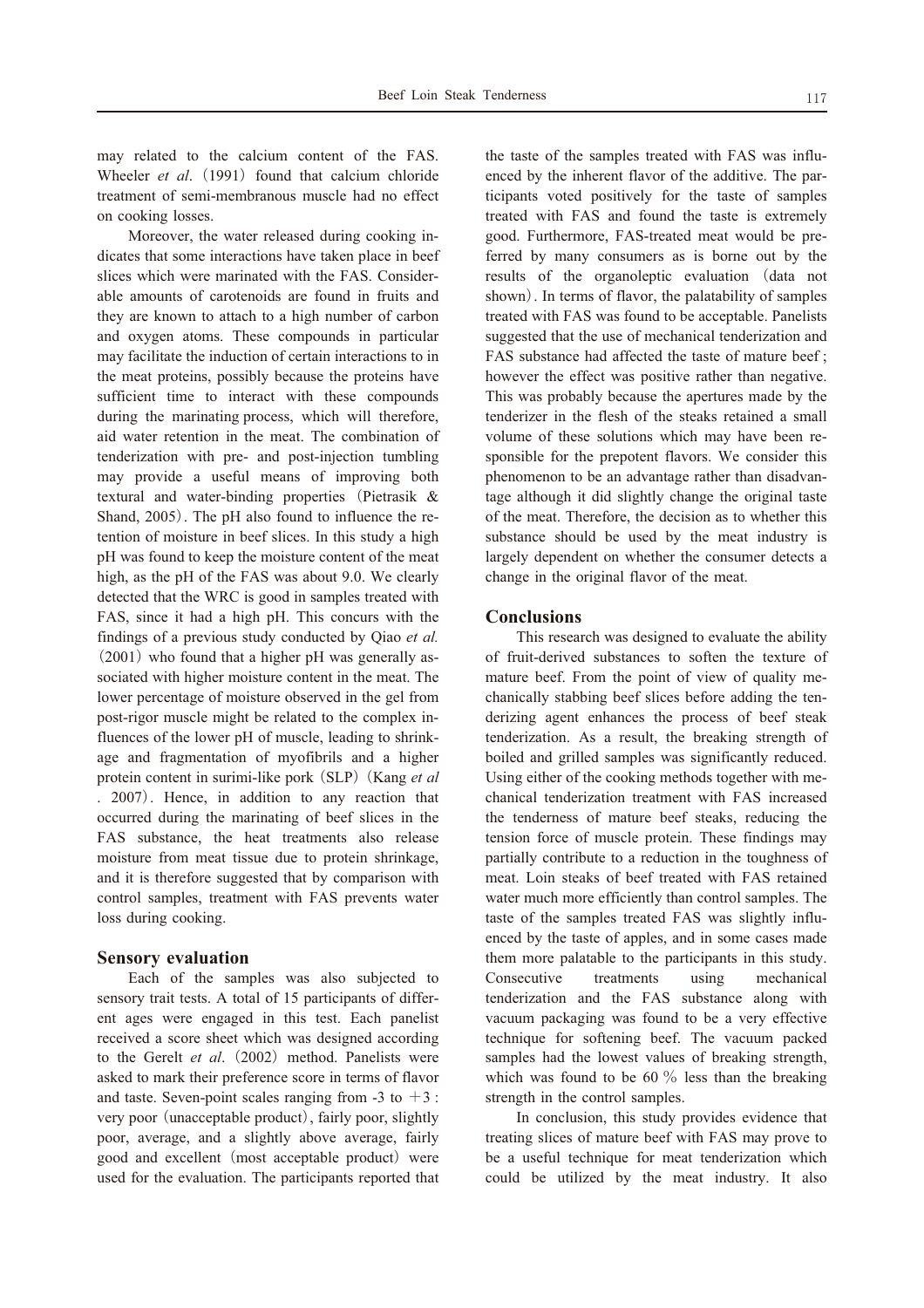may related to the calcium content of the FAS. Wheeler *et al*. (1991) found that calcium chloride treatment of semi-membranous muscle had no effect on cooking losses.

Moreover, the water released during cooking indicates that some interactions have taken place in beef slices which were marinated with the FAS. Considerable amounts of carotenoids are found in fruits and they are known to attach to a high number of carbon and oxygen atoms. These compounds in particular may facilitate the induction of certain interactions to in the meat proteins, possibly because the proteins have sufficient time to interact with these compounds during the marinating process, which will therefore, aid water retention in the meat. The combination of tenderization with pre- and post-injection tumbling may provide a useful means of improving both textural and water-binding properties (Pietrasik & Shand, 2005). The pH also found to influence the retention of moisture in beef slices. In this study a high pH was found to keep the moisture content of the meat high, as the pH of the FAS was about 9.0. We clearly detected that the WRC is good in samples treated with FAS, since it had a high pH. This concurs with the findings of a previous study conducted by Qiao *et al.* (2001) who found that a higher pH was generally associated with higher moisture content in the meat. The lower percentage of moisture observed in the gel from post-rigor muscle might be related to the complex influences of the lower pH of muscle, leading to shrinkage and fragmentation of myofibrils and a higher protein content in surimi-like pork (SLP) (Kang *et al* . 2007). Hence, in addition to any reaction that occurred during the marinating of beef slices in the FAS substance, the heat treatments also release moisture from meat tissue due to protein shrinkage, and it is therefore suggested that by comparison with control samples, treatment with FAS prevents water loss during cooking.

## Sensory evaluation

Each of the samples was also subjected to sensory trait tests. A total of 15 participants of different ages were engaged in this test. Each panelist received a score sheet which was designed according to the Gerelt *et al*. (2002) method. Panelists were asked to mark their preference score in terms of flavor and taste. Seven-point scales ranging from -3 to +3 : very poor (unacceptable product), fairly poor, slightly poor, average, and a slightly above average, fairly good and excellent (most acceptable product) were used for the evaluation. The participants reported that the taste of the samples treated with FAS was influenced by the inherent flavor of the additive. The participants voted positively for the taste of samples treated with FAS and found the taste is extremely good. Furthermore, FAS-treated meat would be preferred by many consumers as is borne out by the results of the organoleptic evaluation (data not shown). In terms of flavor, the palatability of samples treated with FAS was found to be acceptable. Panelists suggested that the use of mechanical tenderization and FAS substance had affected the taste of mature beef ; however the effect was positive rather than negative. This was probably because the apertures made by the tenderizer in the flesh of the steaks retained a small volume of these solutions which may have been responsible for the prepotent flavors. We consider this phenomenon to be an advantage rather than disadvantage although it did slightly change the original taste of the meat. Therefore, the decision as to whether this substance should be used by the meat industry is largely dependent on whether the consumer detects a change in the original flavor of the meat.

## Conclusions

This research was designed to evaluate the ability of fruit-derived substances to soften the texture of mature beef. From the point of view of quality mechanically stabbing beef slices before adding the tenderizing agent enhances the process of beef steak tenderization. As a result, the breaking strength of boiled and grilled samples was significantly reduced. Using either of the cooking methods together with mechanical tenderization treatment with FAS increased the tenderness of mature beef steaks, reducing the tension force of muscle protein. These findings may partially contribute to a reduction in the toughness of meat. Loin steaks of beef treated with FAS retained water much more efficiently than control samples. The taste of the samples treated FAS was slightly influenced by the taste of apples, and in some cases made them more palatable to the participants in this study. Consecutive treatments using mechanical tenderization and the FAS substance along with vacuum packaging was found to be a very effective technique for softening beef. The vacuum packed samples had the lowest values of breaking strength, which was found to be 60 % less than the breaking strength in the control samples.

In conclusion, this study provides evidence that treating slices of mature beef with FAS may prove to be a useful technique for meat tenderization which could be utilized by the meat industry. It also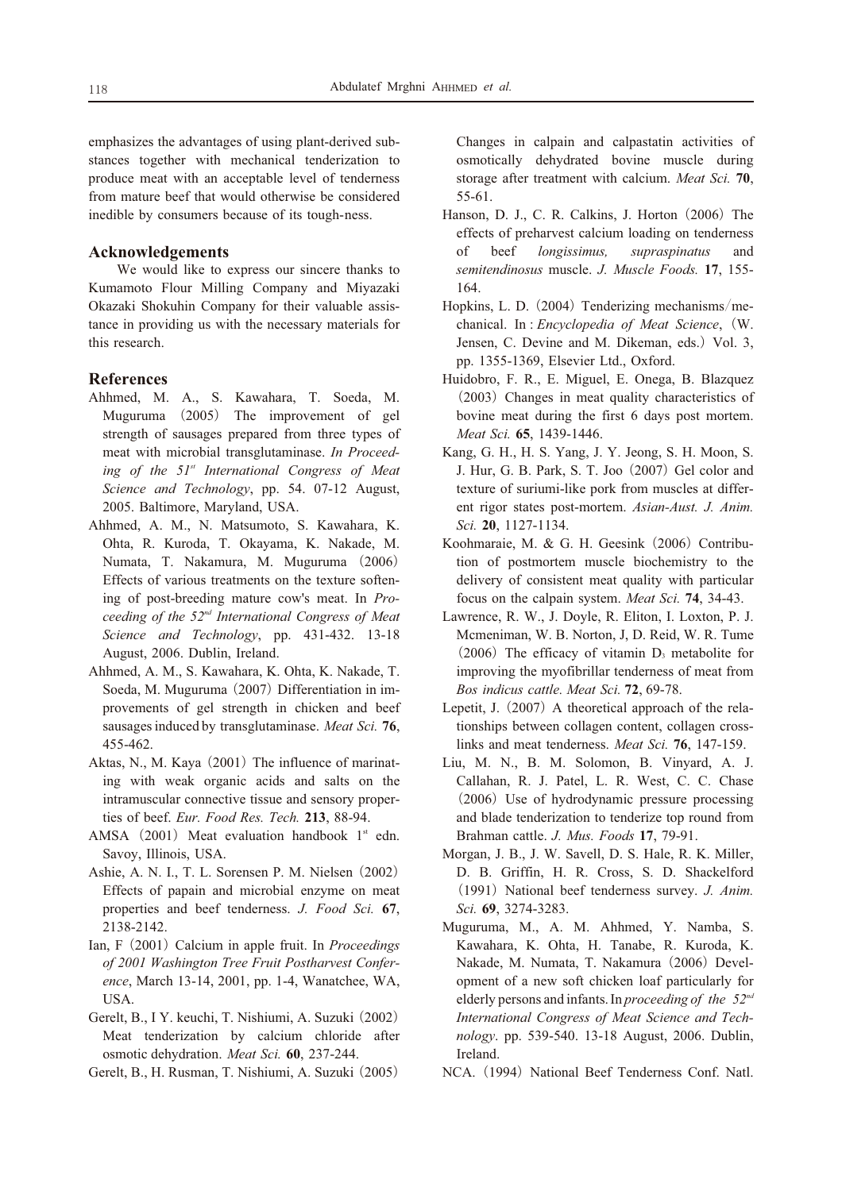emphasizes the advantages of using plant-derived substances together with mechanical tenderization to produce meat with an acceptable level of tenderness from mature beef that would otherwise be considered inedible by consumers because of its tough-ness.

## Acknowledgements

We would like to express our sincere thanks to Kumamoto Flour Milling Company and Miyazaki Okazaki Shokuhin Company for their valuable assistance in providing us with the necessary materials for this research.

## References

Ahhmed, M. A., S. Kawahara, T. Soeda, M. Muguruma (2005) The improvement of gel strength of sausages prepared from three types of meat with microbial transglutaminase. *In Proceeding of the 51st International Congress of Meat Science and Technology*, pp. 54. 07-12 August, 2005. Baltimore, Maryland, USA.

Ahhmed, A. M., N. Matsumoto, S. Kawahara, K. Ohta, R. Kuroda, T. Okayama, K. Nakade, M. Numata, T. Nakamura, M. Muguruma (2006) Effects of various treatments on the texture softening of post-breeding mature cow's meat. In *Proceeding of the 52nd International Congress of Meat Science and Technology*, pp. 431-432. 13-18 August, 2006. Dublin, Ireland.

Ahhmed, A. M., S. Kawahara, K. Ohta, K. Nakade, T. Soeda, M. Muguruma (2007) Differentiation in improvements of gel strength in chicken and beef sausages induced by transglutaminase. *Meat Sci.* **76**, 455-462.

Aktas, N., M. Kaya (2001) The influence of marinating with weak organic acids and salts on the intramuscular connective tissue and sensory properties of beef. *Eur. Food Res. Tech.* **213**, 88-94.

AMSA (2001) Meat evaluation handbook 1st edn. Savoy, Illinois, USA.

Ashie, A. N. I., T. L. Sorensen P. M. Nielsen (2002) Effects of papain and microbial enzyme on meat properties and beef tenderness. *J. Food Sci.* **67**, 2138-2142.

Ian, F (2001) Calcium in apple fruit. In *Proceedings of 2001 Washington Tree Fruit Postharvest Conference*, March 13-14, 2001, pp. 1-4, Wanatchee, WA, USA.

Gerelt, B., I Y. keuchi, T. Nishiumi, A. Suzuki (2002) Meat tenderization by calcium chloride after osmotic dehydration. *Meat Sci.* **60**, 237-244.

Gerelt, B., H. Rusman, T. Nishiumi, A. Suzuki (2005) Changes in calpain and calpastatin activities of osmotically dehydrated bovine muscle during storage after treatment with calcium. *Meat Sci.* **70**, 55-61.

Hanson, D. J., C. R. Calkins, J. Horton (2006) The effects of preharvest calcium loading on tenderness of beef *longissimus, supraspinatus* and *semitendinosus* muscle. *J. Muscle Foods.* **17**, 155-164.

Hopkins, L. D. (2004) Tenderizing mechanisms/mechanical. In : *Encyclopedia of Meat Science*, (W. Jensen, C. Devine and M. Dikeman, eds.) Vol. 3, pp. 1355-1369, Elsevier Ltd., Oxford.

Huidobro, F. R., E. Miguel, E. Onega, B. Blazquez (2003) Changes in meat quality characteristics of bovine meat during the first 6 days post mortem. *Meat Sci.* **65**, 1439-1446.

Kang, G. H., H. S. Yang, J. Y. Jeong, S. H. Moon, S. J. Hur, G. B. Park, S. T. Joo (2007) Gel color and texture of suriumi-like pork from muscles at different rigor states post-mortem. *Asian-Aust. J. Anim. Sci.* **20**, 1127-1134.

Koohmaraie, M. & G. H. Geesink (2006) Contribution of postmortem muscle biochemistry to the delivery of consistent meat quality with particular focus on the calpain system. *Meat Sci.* **74**, 34-43.

Lawrence, R. W., J. Doyle, R. Eliton, I. Loxton, P. J. Mcmeniman, W. B. Norton, J, D. Reid, W. R. Tume (2006) The efficacy of vitamin $D_3$ metabolite for improving the myofibrillar tenderness of meat from *Bos indicus cattle. Meat Sci.* **72**, 69-78.

Lepetit, J. (2007) A theoretical approach of the relationships between collagen content, collagen cross-links and meat tenderness. *Meat Sci.* **76**, 147-159.

Liu, M. N., B. M. Solomon, B. Vinyard, A. J. Callahan, R. J. Patel, L. R. West, C. C. Chase (2006) Use of hydrodynamic pressure processing and blade tenderization to tenderize top round from Brahman cattle. *J. Mus. Foods* **17**, 79-91.

Morgan, J. B., J. W. Savell, D. S. Hale, R. K. Miller, D. B. Griffin, H. R. Cross, S. D. Shackelford (1991) National beef tenderness survey. *J. Anim. Sci.* **69**, 3274-3283.

Muguruma, M., A. M. Ahhmed, Y. Namba, S. Kawahara, K. Ohta, H. Tanabe, R. Kuroda, K. Nakade, M. Numata, T. Nakamura (2006) Development of a new soft chicken loaf particularly for elderly persons and infants. In *proceeding of the 52nd International Congress of Meat Science and Technology*. pp. 539-540. 13-18 August, 2006. Dublin, Ireland.

NCA. (1994) National Beef Tenderness Conf. Natl.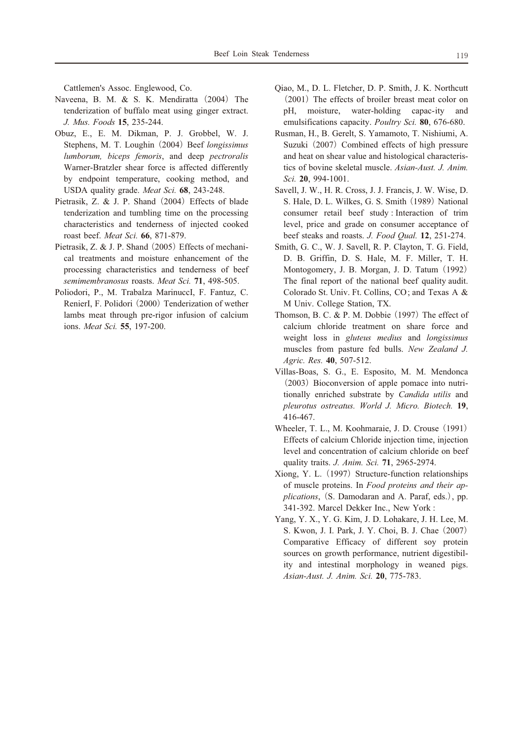Cattlemen's Assoc. Englewood, Co.

Naveena, B. M. & S. K. Mendiratta (2004) The tenderization of buffalo meat using ginger extract. *J. Mus. Foods* **15**, 235-244.

Obuz, E., E. M. Dikman, P. J. Grobbel, W. J. Stephens, M. T. Loughin (2004) Beef *longissimus lumborum, biceps femoris*, and deep *pectroralis* Warner-Bratzler shear force is affected differently by endpoint temperature, cooking method, and USDA quality grade. *Meat Sci.* **68**, 243-248.

Pietrasik, Z. & J. P. Shand (2004) Effects of blade tenderization and tumbling time on the processing characteristics and tenderness of injected cooked roast beef. *Meat Sci.* **66**, 871-879.

Pietrasik, Z. & J. P. Shand (2005) Effects of mechanical treatments and moisture enhancement of the processing characteristics and tenderness of beef *semimembranosus* roasts. *Meat Sci.* **71**, 498-505.

Poliodori, P., M. Trabalza MarinuccI, F. Fantuz, C. RenierI, F. Polidori (2000) Tenderization of wether lambs meat through pre-rigor infusion of calcium ions. *Meat Sci.* **55**, 197-200.

Qiao, M., D. L. Fletcher, D. P. Smith, J. K. Northcutt (2001) The effects of broiler breast meat color on pH, moisture, water-holding capac-ity and emulsifications capacity. *Poultry Sci.* **80**, 676-680.

Rusman, H., B. Gerelt, S. Yamamoto, T. Nishiumi, A. Suzuki (2007) Combined effects of high pressure and heat on shear value and histological characteristics of bovine skeletal muscle. *Asian-Aust. J. Anim. Sci.* **20**, 994-1001.

Savell, J. W., H. R. Cross, J. J. Francis, J. W. Wise, D. S. Hale, D. L. Wilkes, G. S. Smith (1989) National consumer retail beef study : Interaction of trim level, price and grade on consumer acceptance of beef steaks and roasts. *J. Food Qual.* **12**, 251-274.

Smith, G. C., W. J. Savell, R. P. Clayton, T. G. Field, D. B. Griffin, D. S. Hale, M. F. Miller, T. H. Montogomery, J. B. Morgan, J. D. Tatum (1992) The final report of the national beef quality audit. Colorado St. Univ. Ft. Collins, CO ; and Texas A & M Univ. College Station, TX.

Thomson, B. C. & P. M. Dobbie (1997) The effect of calcium chloride treatment on share force and weight loss in *gluteus medius* and *longissimus* muscles from pasture fed bulls. *New Zealand J. Agric. Res.* **40**, 507-512.

Villas-Boas, S. G., E. Esposito, M. M. Mendonca (2003) Bioconversion of apple pomace into nutritionally enriched substrate by *Candida utilis* and *pleurotus ostreatus. World J. Micro. Biotech.* **19**, 416-467.

Wheeler, T. L., M. Koohmaraie, J. D. Crouse (1991) Effects of calcium Chloride injection time, injection level and concentration of calcium chloride on beef quality traits. *J. Anim. Sci.* **71**, 2965-2974.

Xiong, Y. L. (1997) Structure-function relationships of muscle proteins. In *Food proteins and their applications*, (S. Damodaran and A. Paraf, eds.), pp. 341-392. Marcel Dekker Inc., New York :

Yang, Y. X., Y. G. Kim, J. D. Lohakare, J. H. Lee, M. S. Kwon, J. I. Park, J. Y. Choi, B. J. Chae (2007) Comparative Efficacy of different soy protein sources on growth performance, nutrient digestibility and intestinal morphology in weaned pigs. *Asian-Aust. J. Anim. Sci.* **20**, 775-783.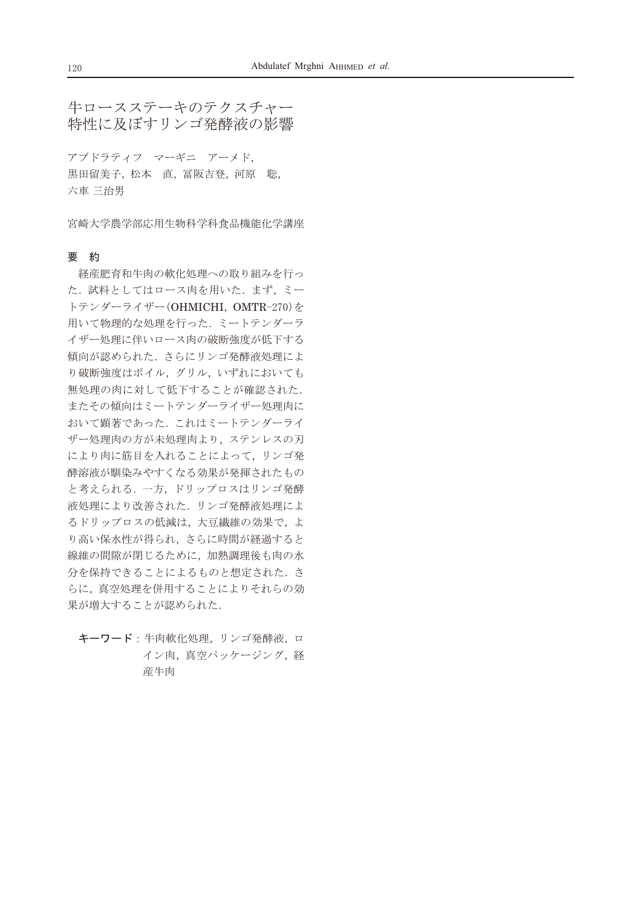# 牛ロースステーキのテクスチャー特性に及ぼすリンゴ発酵液の影響

アブドラティフ　マーギニ　アーメド，
黒田留美子，松本　直，冨阪吉登，河原　聡，
六車 三治男

宮崎大学農学部応用生物科学科食品機能化学講座

## 要　約

経産肥育和牛肉の軟化処理への取り組みを行った．試料としてはロース肉を用いた．まず，ミートテンダーライザー（**OHMICHI**，**OMTR**-270）を用いて物理的な処理を行った．ミートテンダーライザー処理に伴いロース肉の破断強度が低下する傾向が認められた．さらにリンゴ発酵液処理により破断強度はボイル，グリル，いずれにおいても無処理の肉に対して低下することが確認された．またその傾向はミートテンダーライザー処理肉において顕著であった．これはミートテンダーライザー処理肉の方が未処理肉より，ステンレスの刃により肉に筋目を入れることによって，リンゴ発酵溶液が馴染みやすくなる効果が発揮されたものと考えられる．一方，ドリップロスはリンゴ発酵液処理により改善された．リンゴ発酵液処理によるドリップロスの低減は，大豆繊維の効果で，より高い保水性が得られ，さらに時間が経過すると線維の間隙が閉じるために，加熱調理後も肉の水分を保持できることによるものと想定された．さらに，真空処理を併用することによりそれらの効果が増大することが認められた．

**キーワード**：牛肉軟化処理，リンゴ発酵液，ロイン肉，真空パッケージング，経産牛肉